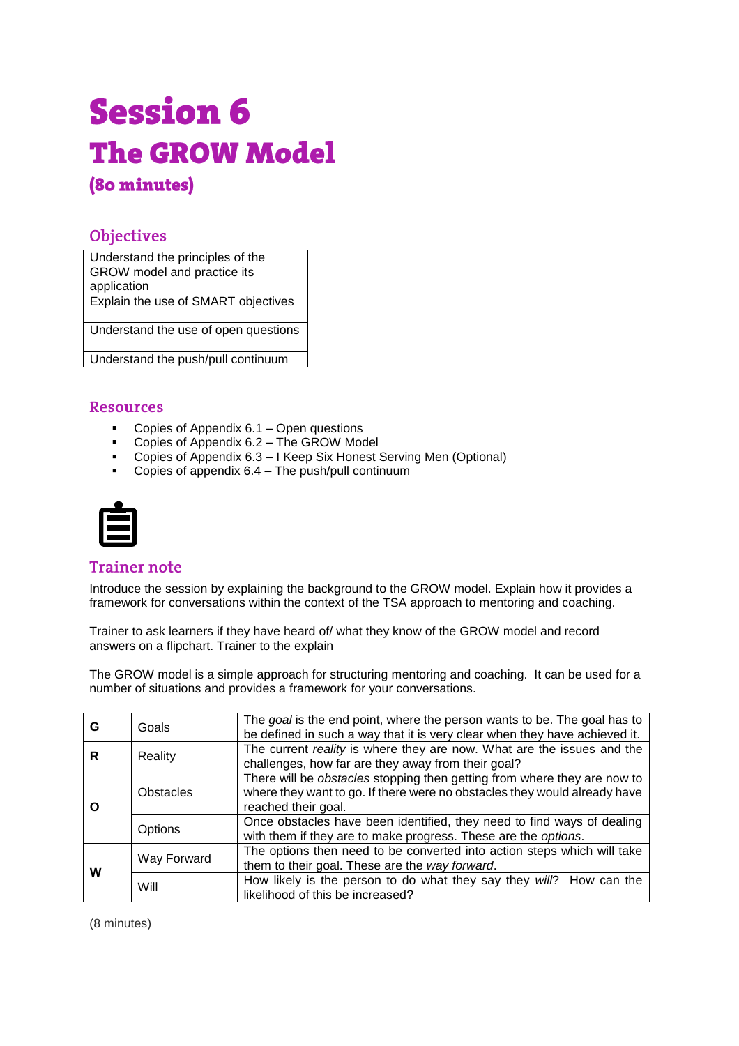# Session 6

# The GROW Model

### (80 minutes)

## Objectives

| Understand the principles of the GROW model and practice its application |
|---|
| Explain the use of SMART objectives |
| Understand the use of open questions |
| Understand the push/pull continuum |

## Resources

- Copies of Appendix 6.1 – Open questions
- Copies of Appendix 6.2 – The GROW Model
- Copies of Appendix 6.3 – I Keep Six Honest Serving Men (Optional)
- Copies of appendix 6.4 – The push/pull continuum

## Trainer note

Introduce the session by explaining the background to the GROW model. Explain how it provides a framework for conversations within the context of the TSA approach to mentoring and coaching.

Trainer to ask learners if they have heard of/ what they know of the GROW model and record answers on a flipchart. Trainer to the explain

The GROW model is a simple approach for structuring mentoring and coaching. It can be used for a number of situations and provides a framework for your conversations.

| | | |
|---|---|---|
| **G** | Goals | The *goal* is the end point, where the person wants to be. The goal has to be defined in such a way that it is very clear when they have achieved it. |
| **R** | Reality | The current *reality* is where they are now. What are the issues and the challenges, how far are they away from their goal? |
| **O** | Obstacles | There will be *obstacles* stopping then getting from where they are now to where they want to go. If there were no obstacles they would already have reached their goal. |
| | Options | Once obstacles have been identified, they need to find ways of dealing with them if they are to make progress. These are the *options*. |
| **W** | Way Forward | The options then need to be converted into action steps which will take them to their goal. These are the *way forward*. |
| | Will | How likely is the person to do what they say they *will*? How can the likelihood of this be increased? |

(8 minutes)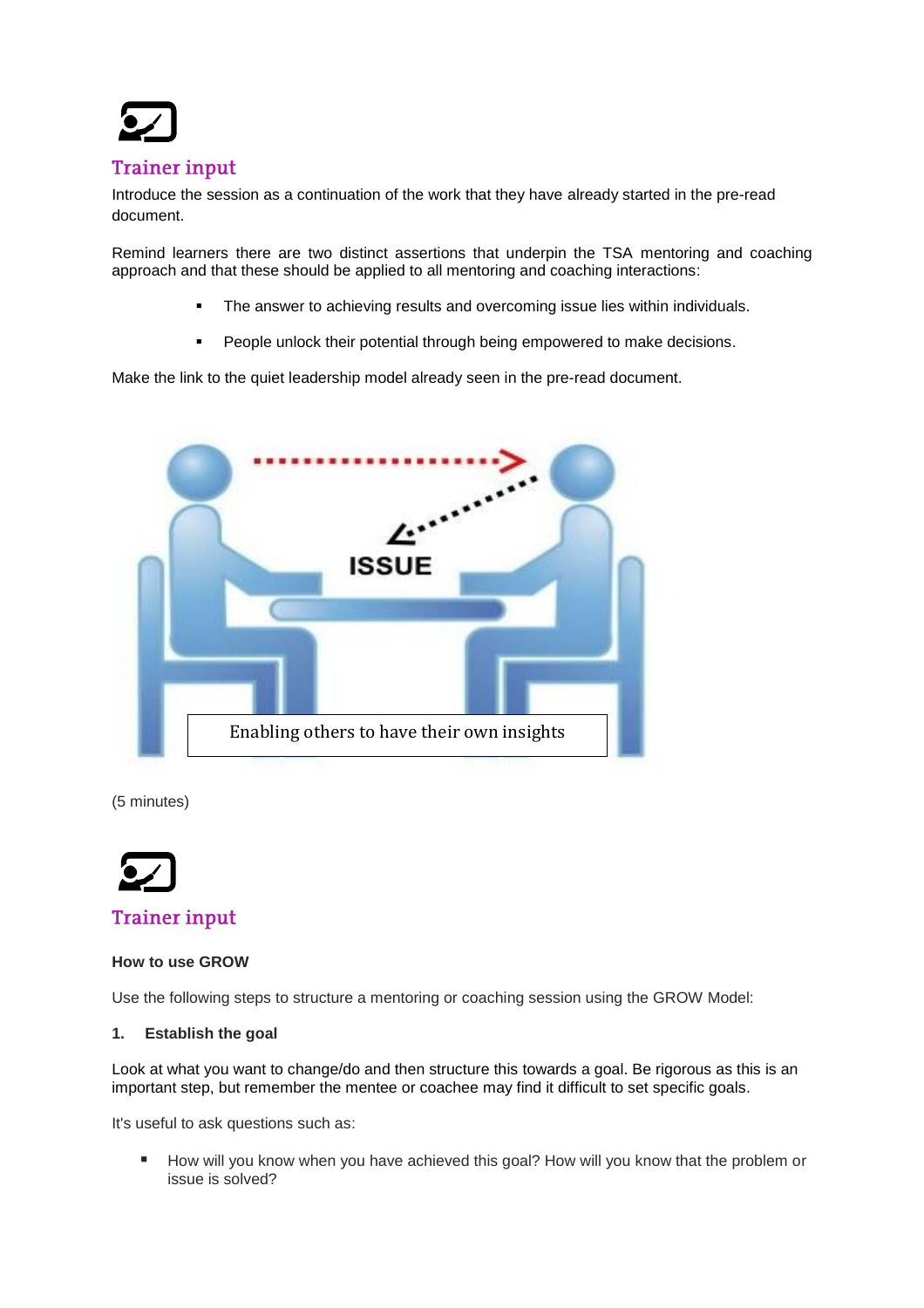## Trainer input

Introduce the session as a continuation of the work that they have already started in the pre-read document.

Remind learners there are two distinct assertions that underpin the TSA mentoring and coaching approach and that these should be applied to all mentoring and coaching interactions:

- The answer to achieving results and overcoming issue lies within individuals.
- People unlock their potential through being empowered to make decisions.

Make the link to the quiet leadership model already seen in the pre-read document.

ISSUE

Enabling others to have their own insights

(5 minutes)

## Trainer input

**How to use GROW**

Use the following steps to structure a mentoring or coaching session using the GROW Model:

**1. Establish the goal**

Look at what you want to change/do and then structure this towards a goal. Be rigorous as this is an important step, but remember the mentee or coachee may find it difficult to set specific goals.

It's useful to ask questions such as:

- How will you know when you have achieved this goal? How will you know that the problem or issue is solved?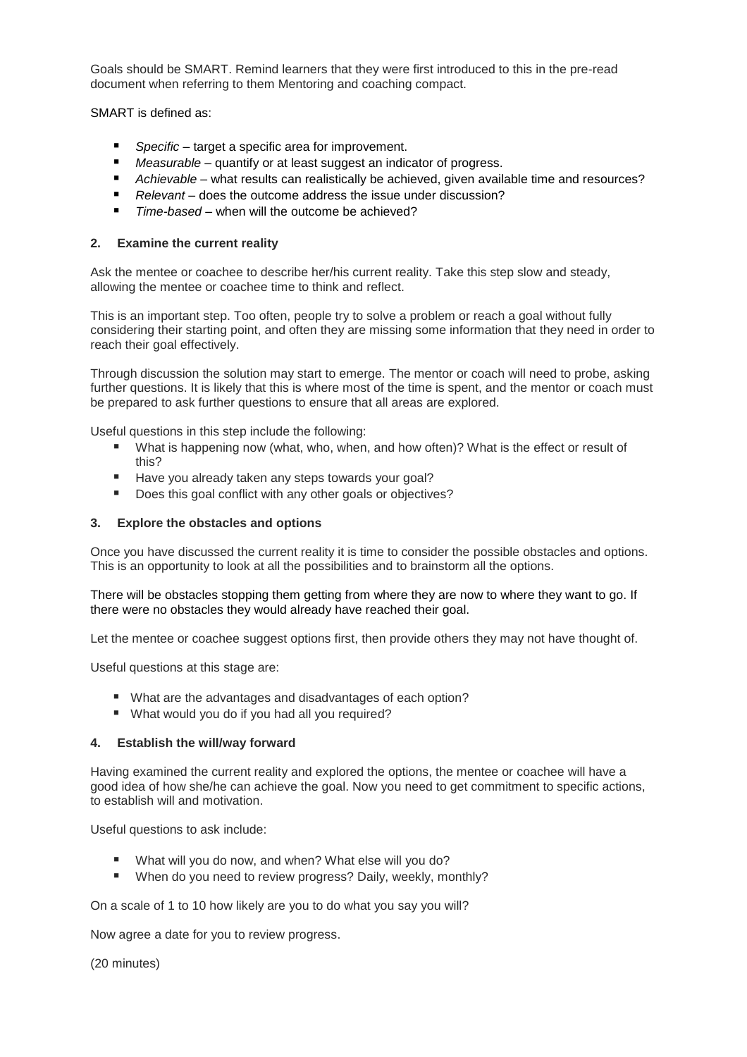Goals should be SMART. Remind learners that they were first introduced to this in the pre-read document when referring to them Mentoring and coaching compact.

SMART is defined as:

- *Specific* – target a specific area for improvement.
- *Measurable* – quantify or at least suggest an indicator of progress.
- *Achievable* – what results can realistically be achieved, given available time and resources?
- *Relevant* – does the outcome address the issue under discussion?
- *Time-based* – when will the outcome be achieved?

**2. Examine the current reality**

Ask the mentee or coachee to describe her/his current reality. Take this step slow and steady, allowing the mentee or coachee time to think and reflect.

This is an important step. Too often, people try to solve a problem or reach a goal without fully considering their starting point, and often they are missing some information that they need in order to reach their goal effectively.

Through discussion the solution may start to emerge. The mentor or coach will need to probe, asking further questions. It is likely that this is where most of the time is spent, and the mentor or coach must be prepared to ask further questions to ensure that all areas are explored.

Useful questions in this step include the following:

- What is happening now (what, who, when, and how often)? What is the effect or result of this?
- Have you already taken any steps towards your goal?
- Does this goal conflict with any other goals or objectives?

**3. Explore the obstacles and options**

Once you have discussed the current reality it is time to consider the possible obstacles and options. This is an opportunity to look at all the possibilities and to brainstorm all the options.

There will be obstacles stopping them getting from where they are now to where they want to go. If there were no obstacles they would already have reached their goal.

Let the mentee or coachee suggest options first, then provide others they may not have thought of.

Useful questions at this stage are:

- What are the advantages and disadvantages of each option?
- What would you do if you had all you required?

**4. Establish the will/way forward**

Having examined the current reality and explored the options, the mentee or coachee will have a good idea of how she/he can achieve the goal. Now you need to get commitment to specific actions, to establish will and motivation.

Useful questions to ask include:

- What will you do now, and when? What else will you do?
- When do you need to review progress? Daily, weekly, monthly?

On a scale of 1 to 10 how likely are you to do what you say you will?

Now agree a date for you to review progress.

(20 minutes)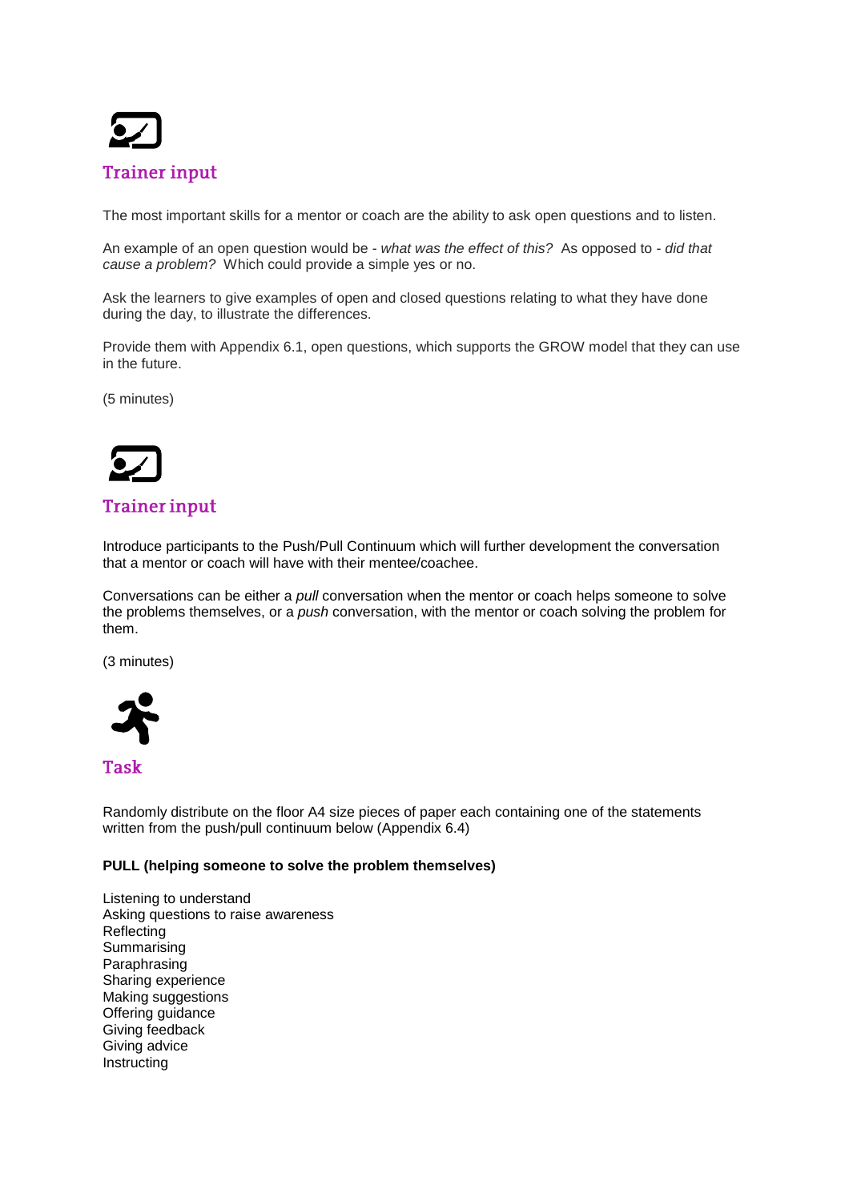## Trainer input

The most important skills for a mentor or coach are the ability to ask open questions and to listen.

An example of an open question would be - *what was the effect of this?* As opposed to - *did that cause a problem?* Which could provide a simple yes or no.

Ask the learners to give examples of open and closed questions relating to what they have done during the day, to illustrate the differences.

Provide them with Appendix 6.1, open questions, which supports the GROW model that they can use in the future.

(5 minutes)

## Trainer input

Introduce participants to the Push/Pull Continuum which will further development the conversation that a mentor or coach will have with their mentee/coachee.

Conversations can be either a *pull* conversation when the mentor or coach helps someone to solve the problems themselves, or a *push* conversation, with the mentor or coach solving the problem for them.

(3 minutes)

## Task

Randomly distribute on the floor A4 size pieces of paper each containing one of the statements written from the push/pull continuum below (Appendix 6.4)

**PULL (helping someone to solve the problem themselves)**

Listening to understand
Asking questions to raise awareness
Reflecting
Summarising
Paraphrasing
Sharing experience
Making suggestions
Offering guidance
Giving feedback
Giving advice
Instructing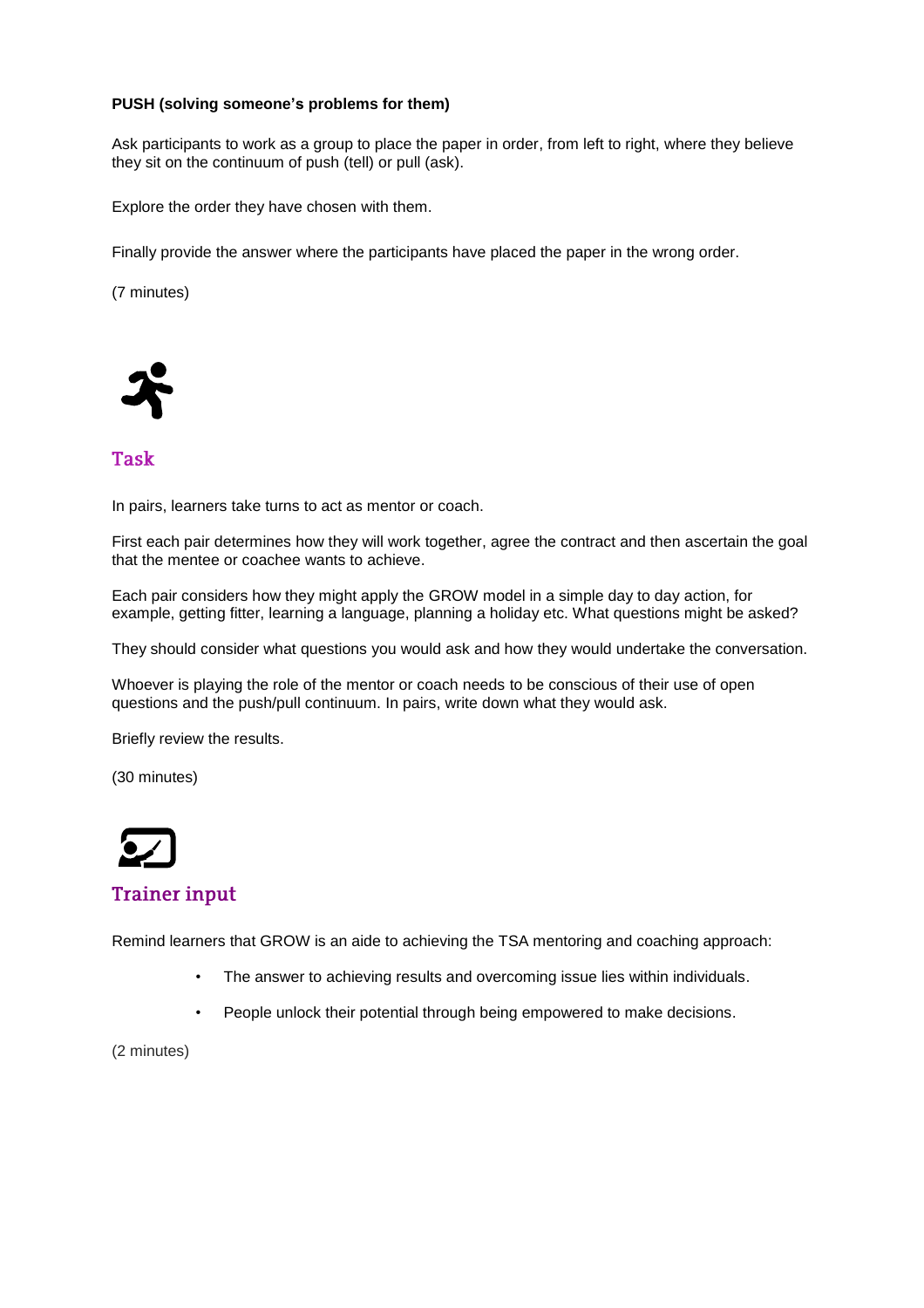**PUSH (solving someone's problems for them)**

Ask participants to work as a group to place the paper in order, from left to right, where they believe they sit on the continuum of push (tell) or pull (ask).

Explore the order they have chosen with them.

Finally provide the answer where the participants have placed the paper in the wrong order.

(7 minutes)

## Task

In pairs, learners take turns to act as mentor or coach.

First each pair determines how they will work together, agree the contract and then ascertain the goal that the mentee or coachee wants to achieve.

Each pair considers how they might apply the GROW model in a simple day to day action, for example, getting fitter, learning a language, planning a holiday etc. What questions might be asked?

They should consider what questions you would ask and how they would undertake the conversation.

Whoever is playing the role of the mentor or coach needs to be conscious of their use of open questions and the push/pull continuum. In pairs, write down what they would ask.

Briefly review the results.

(30 minutes)

## Trainer input

Remind learners that GROW is an aide to achieving the TSA mentoring and coaching approach:

- The answer to achieving results and overcoming issue lies within individuals.
- People unlock their potential through being empowered to make decisions.

(2 minutes)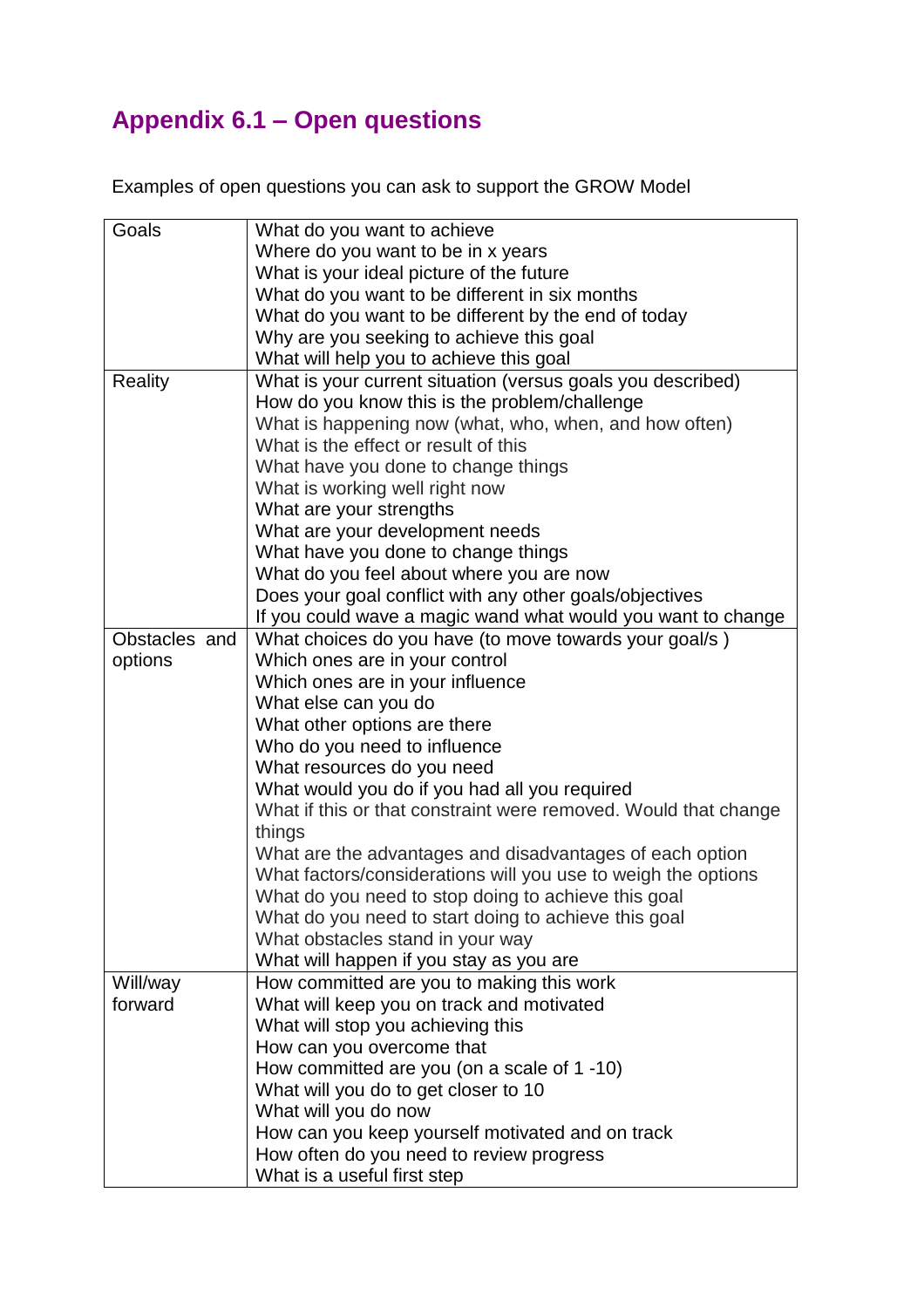## Appendix 6.1 – Open questions

Examples of open questions you can ask to support the GROW Model

| | |
|---|---|
| Goals | What do you want to achieve<br>Where do you want to be in x years<br>What is your ideal picture of the future<br>What do you want to be different in six months<br>What do you want to be different by the end of today<br>Why are you seeking to achieve this goal<br>What will help you to achieve this goal |
| Reality | What is your current situation (versus goals you described)<br>How do you know this is the problem/challenge<br>What is happening now (what, who, when, and how often)<br>What is the effect or result of this<br>What have you done to change things<br>What is working well right now<br>What are your strengths<br>What are your development needs<br>What have you done to change things<br>What do you feel about where you are now<br>Does your goal conflict with any other goals/objectives<br>If you could wave a magic wand what would you want to change |
| Obstacles and options | What choices do you have (to move towards your goal/s )<br>Which ones are in your control<br>Which ones are in your influence<br>What else can you do<br>What other options are there<br>Who do you need to influence<br>What resources do you need<br>What would you do if you had all you required<br>What if this or that constraint were removed. Would that change things<br>What are the advantages and disadvantages of each option<br>What factors/considerations will you use to weigh the options<br>What do you need to stop doing to achieve this goal<br>What do you need to start doing to achieve this goal<br>What obstacles stand in your way<br>What will happen if you stay as you are |
| Will/way forward | How committed are you to making this work<br>What will keep you on track and motivated<br>What will stop you achieving this<br>How can you overcome that<br>How committed are you (on a scale of 1 -10)<br>What will you do to get closer to 10<br>What will you do now<br>How can you keep yourself motivated and on track<br>How often do you need to review progress<br>What is a useful first step |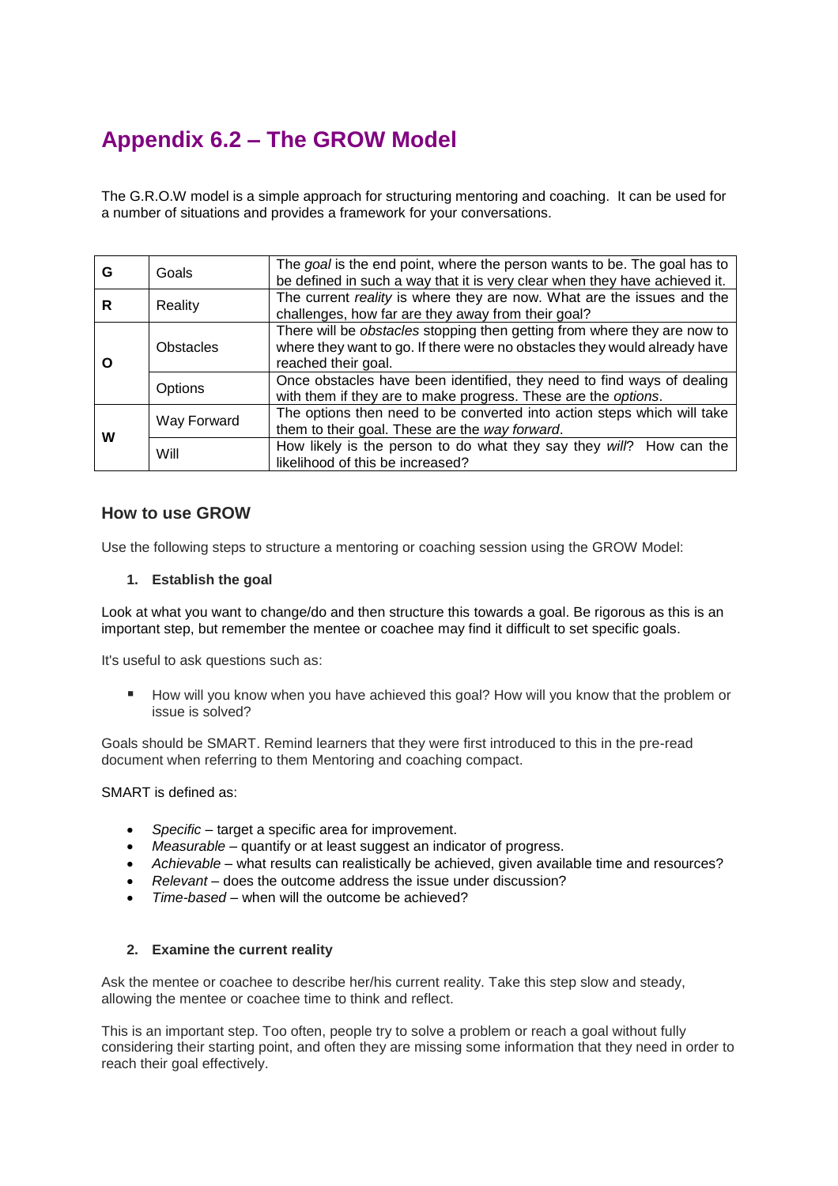# Appendix 6.2 – The GROW Model

The G.R.O.W model is a simple approach for structuring mentoring and coaching. It can be used for a number of situations and provides a framework for your conversations.

| | | |
|---|---|---|
| G | Goals | The *goal* is the end point, where the person wants to be. The goal has to be defined in such a way that it is very clear when they have achieved it. |
| R | Reality | The current *reality* is where they are now. What are the issues and the challenges, how far are they away from their goal? |
| O | Obstacles | There will be *obstacles* stopping then getting from where they are now to where they want to go. If there were no obstacles they would already have reached their goal. |
| | Options | Once obstacles have been identified, they need to find ways of dealing with them if they are to make progress. These are the *options*. |
| W | Way Forward | The options then need to be converted into action steps which will take them to their goal. These are the *way forward*. |
| | Will | How likely is the person to do what they say they *will*? How can the likelihood of this be increased? |

## How to use GROW

Use the following steps to structure a mentoring or coaching session using the GROW Model:

**1. Establish the goal**

Look at what you want to change/do and then structure this towards a goal. Be rigorous as this is an important step, but remember the mentee or coachee may find it difficult to set specific goals.

It's useful to ask questions such as:

- How will you know when you have achieved this goal? How will you know that the problem or issue is solved?

Goals should be SMART. Remind learners that they were first introduced to this in the pre-read document when referring to them Mentoring and coaching compact.

SMART is defined as:

- *Specific* – target a specific area for improvement.
- *Measurable* – quantify or at least suggest an indicator of progress.
- *Achievable* – what results can realistically be achieved, given available time and resources?
- *Relevant* – does the outcome address the issue under discussion?
- *Time-based* – when will the outcome be achieved?

**2. Examine the current reality**

Ask the mentee or coachee to describe her/his current reality. Take this step slow and steady, allowing the mentee or coachee time to think and reflect.

This is an important step. Too often, people try to solve a problem or reach a goal without fully considering their starting point, and often they are missing some information that they need in order to reach their goal effectively.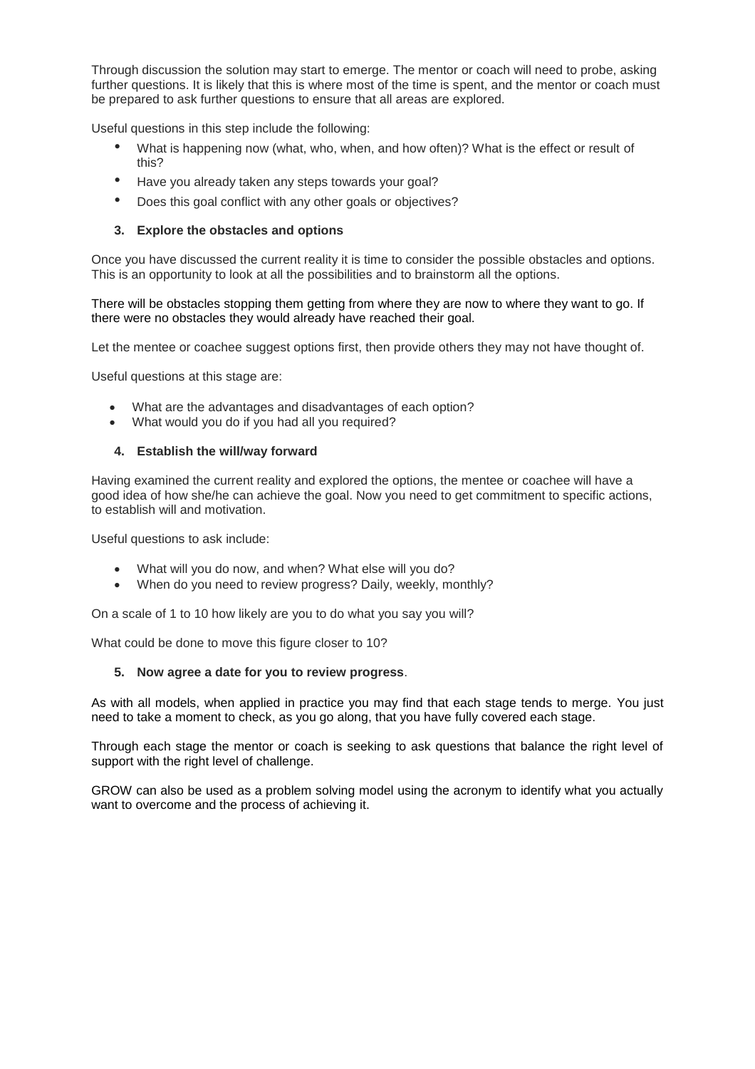Through discussion the solution may start to emerge. The mentor or coach will need to probe, asking further questions. It is likely that this is where most of the time is spent, and the mentor or coach must be prepared to ask further questions to ensure that all areas are explored.

Useful questions in this step include the following:

- What is happening now (what, who, when, and how often)? What is the effect or result of this?
- Have you already taken any steps towards your goal?
- Does this goal conflict with any other goals or objectives?

**3. Explore the obstacles and options**

Once you have discussed the current reality it is time to consider the possible obstacles and options. This is an opportunity to look at all the possibilities and to brainstorm all the options.

There will be obstacles stopping them getting from where they are now to where they want to go. If there were no obstacles they would already have reached their goal.

Let the mentee or coachee suggest options first, then provide others they may not have thought of.

Useful questions at this stage are:

- What are the advantages and disadvantages of each option?
- What would you do if you had all you required?

**4. Establish the will/way forward**

Having examined the current reality and explored the options, the mentee or coachee will have a good idea of how she/he can achieve the goal. Now you need to get commitment to specific actions, to establish will and motivation.

Useful questions to ask include:

- What will you do now, and when? What else will you do?
- When do you need to review progress? Daily, weekly, monthly?

On a scale of 1 to 10 how likely are you to do what you say you will?

What could be done to move this figure closer to 10?

**5. Now agree a date for you to review progress**.

As with all models, when applied in practice you may find that each stage tends to merge. You just need to take a moment to check, as you go along, that you have fully covered each stage.

Through each stage the mentor or coach is seeking to ask questions that balance the right level of support with the right level of challenge.

GROW can also be used as a problem solving model using the acronym to identify what you actually want to overcome and the process of achieving it.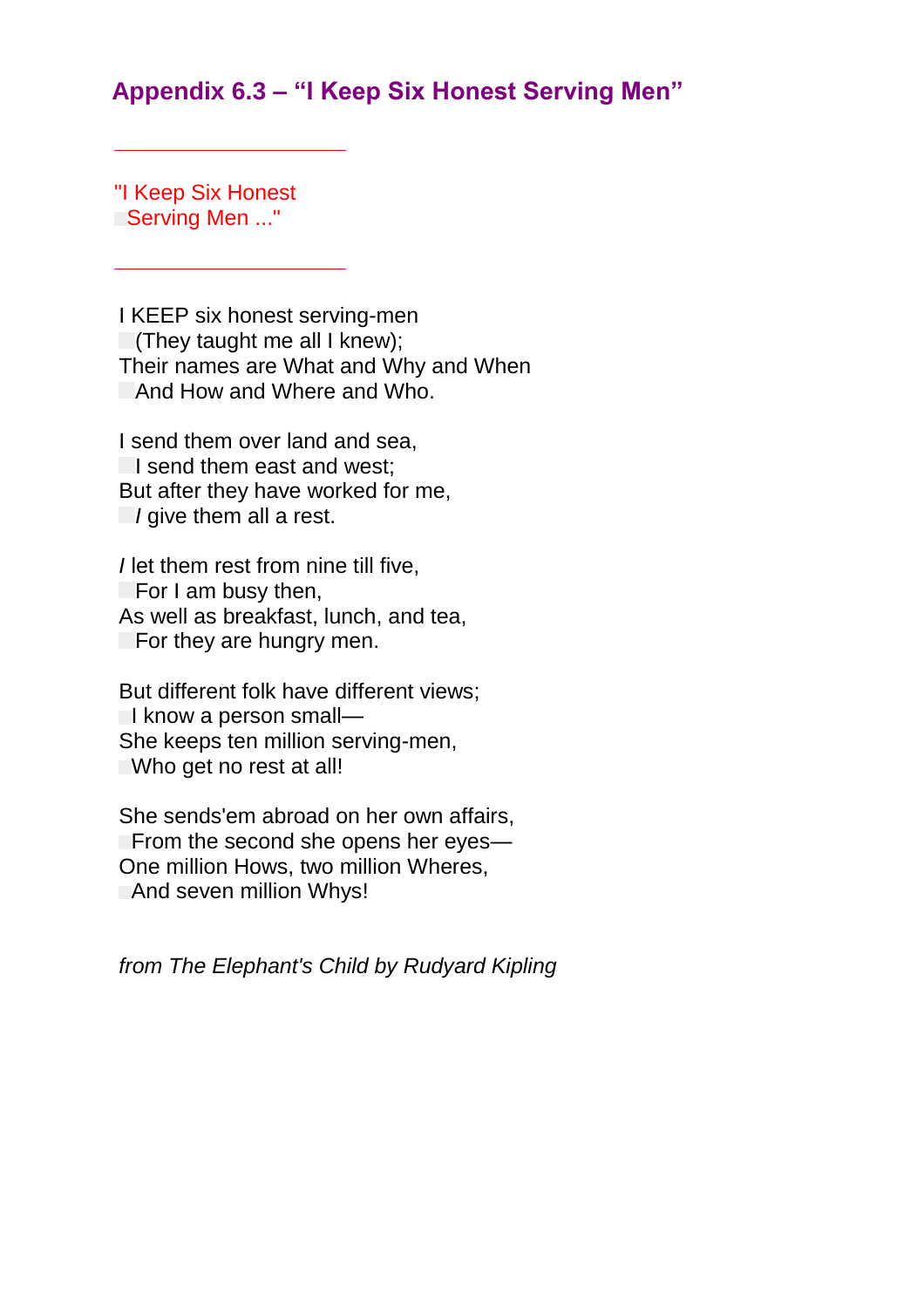## Appendix 6.3 – "I Keep Six Honest Serving Men"

---

"I Keep Six Honest
Serving Men ..."

---

I KEEP six honest serving-men
(They taught me all I knew);
Their names are What and Why and When
And How and Where and Who.

I send them over land and sea,
I send them east and west;
But after they have worked for me,
*I* give them all a rest.

*I* let them rest from nine till five,
For I am busy then,
As well as breakfast, lunch, and tea,
For they are hungry men.

But different folk have different views;
I know a person small—
She keeps ten million serving-men,
Who get no rest at all!

She sends'em abroad on her own affairs,
From the second she opens her eyes—
One million Hows, two million Wheres,
And seven million Whys!

*from The Elephant's Child by Rudyard Kipling*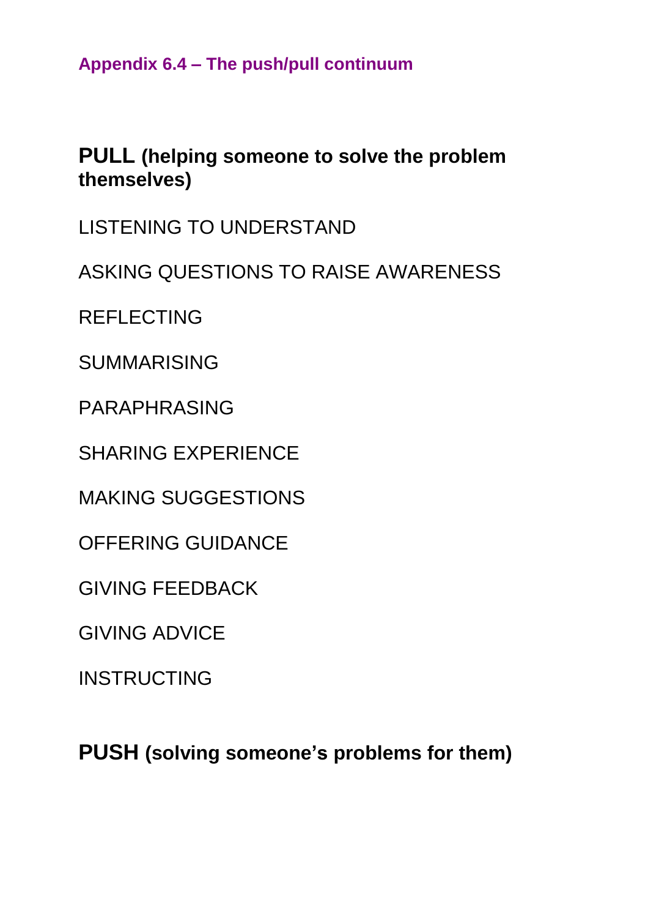## Appendix 6.4 – The push/pull continuum

### PULL (helping someone to solve the problem themselves)

LISTENING TO UNDERSTAND

ASKING QUESTIONS TO RAISE AWARENESS

REFLECTING

SUMMARISING

PARAPHRASING

SHARING EXPERIENCE

MAKING SUGGESTIONS

OFFERING GUIDANCE

GIVING FEEDBACK

GIVING ADVICE

INSTRUCTING

### PUSH (solving someone's problems for them)